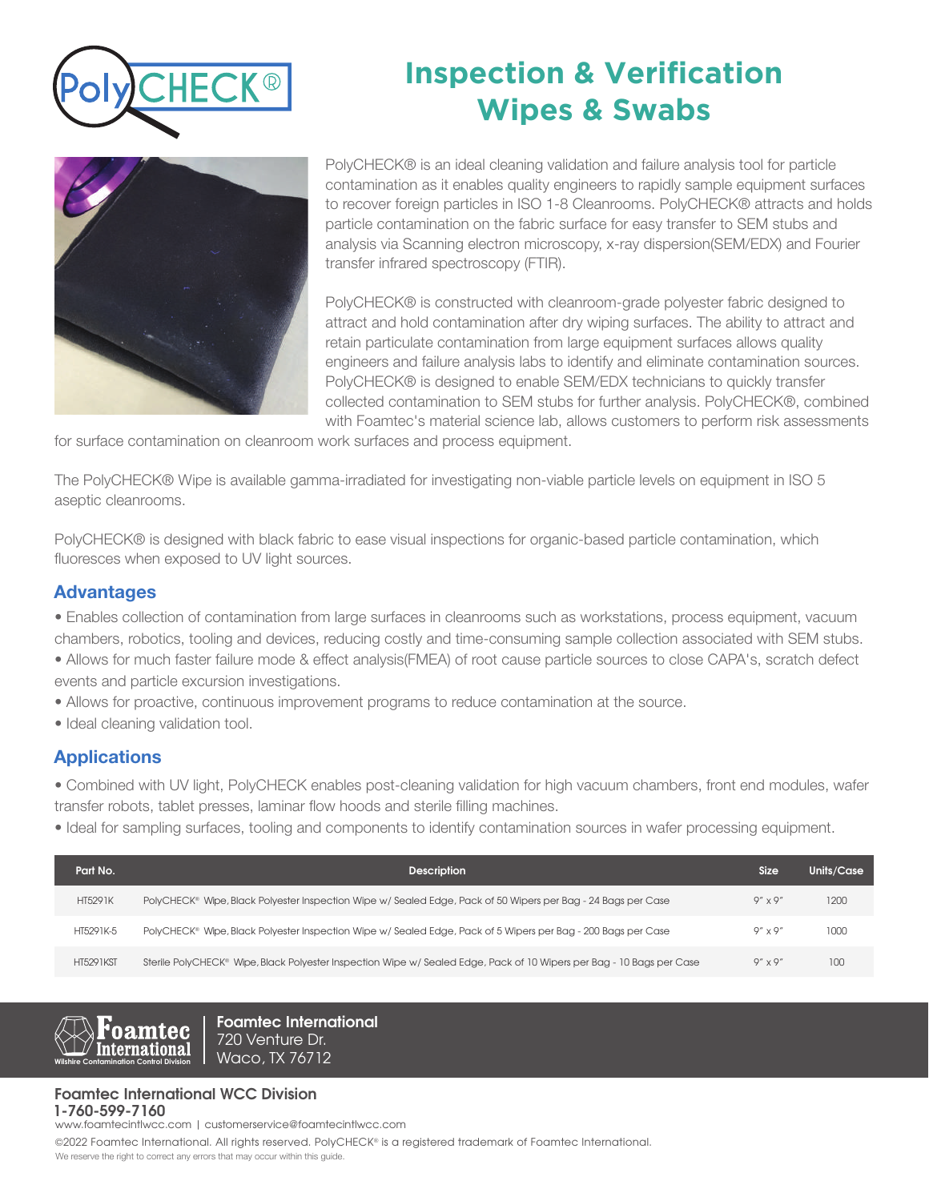# Inspection & Verification Wipes & Swabs

PolyCHECK® is an ideal cleaning validation and failure analysis tool for particle contamination as it enables quality engineers to rapidly sample equipment surfaces to recover foreign particles in ISO 1-8 Cleanrooms. PolyCHECK® attracts and holds particle contamination on the fabric surface for easy transfer to SEM stubs and analysis via Scanning electron microscopy, x-ray dispersion(SEM/EDX) and Fourier transfer infrared spectroscopy (FTIR).

PolyCHECK® is constructed with cleanroom-grade polyester fabric designed to attract and hold contamination after dry wiping surfaces. The ability to attract and retain particulate contamination from large equipment surfaces allows quality engineers and failure analysis labs to identify and eliminate contamination sources. PolyCHECK® is designed to enable SEM/EDX technicians to quickly transfer collected contamination to SEM stubs for further analysis. PolyCHECK®, combined with Foamtec's material science lab, allows customers to perform risk assessments for surface contamination on cleanroom work surfaces and process equipment.

The PolyCHECK® Wipe is available gamma-irradiated for investigating non-viable particle levels on equipment in ISO 5 aseptic cleanrooms.

PolyCHECK® is designed with black fabric to ease visual inspections for organic-based particle contamination, which fluoresces when exposed to UV light sources.

## Advantages

- Enables collection of contamination from large surfaces in cleanrooms such as workstations, process equipment, vacuum chambers, robotics, tooling and devices, reducing costly and time-consuming sample collection associated with SEM stubs.
- Allows for much faster failure mode & effect analysis(FMEA) of root cause particle sources to close CAPA's, scratch defect events and particle excursion investigations.
- Allows for proactive, continuous improvement programs to reduce contamination at the source.
- Ideal cleaning validation tool.

## Applications

- Combined with UV light, PolyCHECK enables post-cleaning validation for high vacuum chambers, front end modules, wafer transfer robots, tablet presses, laminar flow hoods and sterile filling machines.
- Ideal for sampling surfaces, tooling and components to identify contamination sources in wafer processing equipment.

| Part No. | Description | Size | Units/Case |
|---|---|---|---|
| HT5291K | PolyCHECK® Wipe, Black Polyester Inspection Wipe w/ Sealed Edge, Pack of 50 Wipers per Bag - 24 Bags per Case | 9" x 9" | 1200 |
| HT5291K-5 | PolyCHECK® Wipe, Black Polyester Inspection Wipe w/ Sealed Edge, Pack of 5 Wipers per Bag - 200 Bags per Case | 9" x 9" | 1000 |
| HT5291KST | Sterile PolyCHECK® Wipe, Black Polyester Inspection Wipe w/ Sealed Edge, Pack of 10 Wipers per Bag - 10 Bags per Case | 9" x 9" | 100 |

**Foamtec International**
720 Venture Dr.
Waco, TX 76712

**Foamtec International WCC Division**
**1-760-599-7160**
www.foamtecintlwcc.com | customerservice@foamtecintlwcc.com

©2022 Foamtec International. All rights reserved. PolyCHECK® is a registered trademark of Foamtec International.
We reserve the right to correct any errors that may occur within this guide.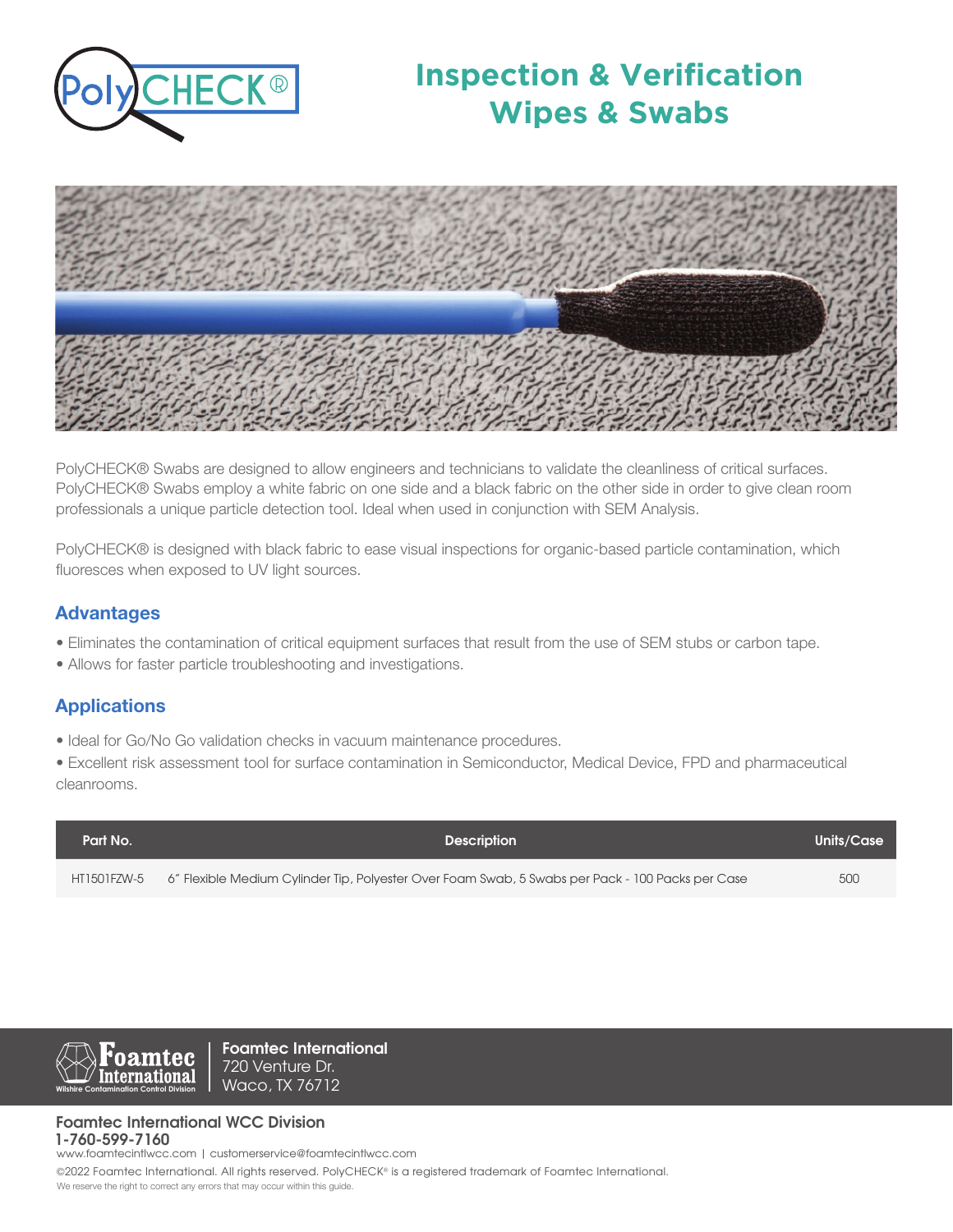PolyCHECK®

# Inspection & Verification Wipes & Swabs

PolyCHECK® Swabs are designed to allow engineers and technicians to validate the cleanliness of critical surfaces. PolyCHECK® Swabs employ a white fabric on one side and a black fabric on the other side in order to give clean room professionals a unique particle detection tool. Ideal when used in conjunction with SEM Analysis.

PolyCHECK® is designed with black fabric to ease visual inspections for organic-based particle contamination, which fluoresces when exposed to UV light sources.

## Advantages

- Eliminates the contamination of critical equipment surfaces that result from the use of SEM stubs or carbon tape.
- Allows for faster particle troubleshooting and investigations.

## Applications

- Ideal for Go/No Go validation checks in vacuum maintenance procedures.
- Excellent risk assessment tool for surface contamination in Semiconductor, Medical Device, FPD and pharmaceutical cleanrooms.

| Part No. | Description | Units/Case |
|---|---|---|
| HT1501FZW-5 | 6" Flexible Medium Cylinder Tip, Polyester Over Foam Swab, 5 Swabs per Pack - 100 Packs per Case | 500 |

Foamtec International
Wilshire Contamination Control Division

**Foamtec International**
720 Venture Dr.
Waco, TX 76712

**Foamtec International WCC Division**
**1-760-599-7160**
www.foamtecintlwcc.com | customerservice@foamtecintlwcc.com

©2022 Foamtec International. All rights reserved. PolyCHECK® is a registered trademark of Foamtec International.
We reserve the right to correct any errors that may occur within this guide.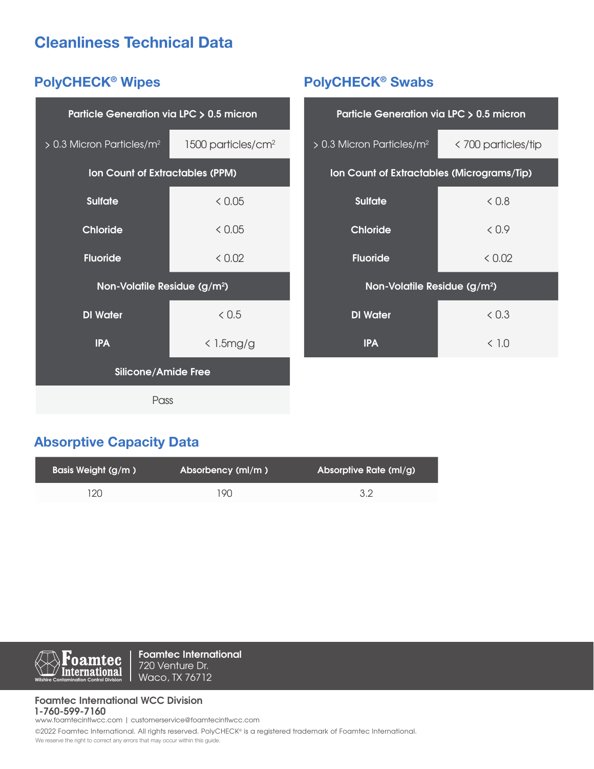# Cleanliness Technical Data

## PolyCHECK® Wipes

| Particle Generation via LPC > 0.5 micron | |
|---|---|
| > 0.3 Micron Particles/$m^2$ | 1500 particles/$cm^2$ |
| **Ion Count of Extractables (PPM)** | |
| **Sulfate** | < 0.05 |
| **Chloride** | < 0.05 |
| **Fluoride** | < 0.02 |
| **Non-Volatile Residue (g/$m^2$)** | |
| **DI Water** | < 0.5 |
| **IPA** | < 1.5mg/g |
| **Silicone/Amide Free** | |
| Pass | |

## PolyCHECK® Swabs

| Particle Generation via LPC > 0.5 micron | |
|---|---|
| > 0.3 Micron Particles/$m^2$ | < 700 particles/tip |
| **Ion Count of Extractables (Micrograms/Tip)** | |
| **Sulfate** | < 0.8 |
| **Chloride** | < 0.9 |
| **Fluoride** | < 0.02 |
| **Non-Volatile Residue (g/$m^2$)** | |
| **DI Water** | < 0.3 |
| **IPA** | < 1.0 |

## Absorptive Capacity Data

| Basis Weight (g/m ) | Absorbency (ml/m ) | Absorptive Rate (ml/g) |
|---|---|---|
| 120 | 190 | 3.2 |

**Foamtec International**
720 Venture Dr.
Waco, TX 76712

**Foamtec International WCC Division**
**1-760-599-7160**
www.foamtecintlwcc.com | customerservice@foamtecintlwcc.com

©2022 Foamtec International. All rights reserved. PolyCHECK® is a registered trademark of Foamtec International.
We reserve the right to correct any errors that may occur within this guide.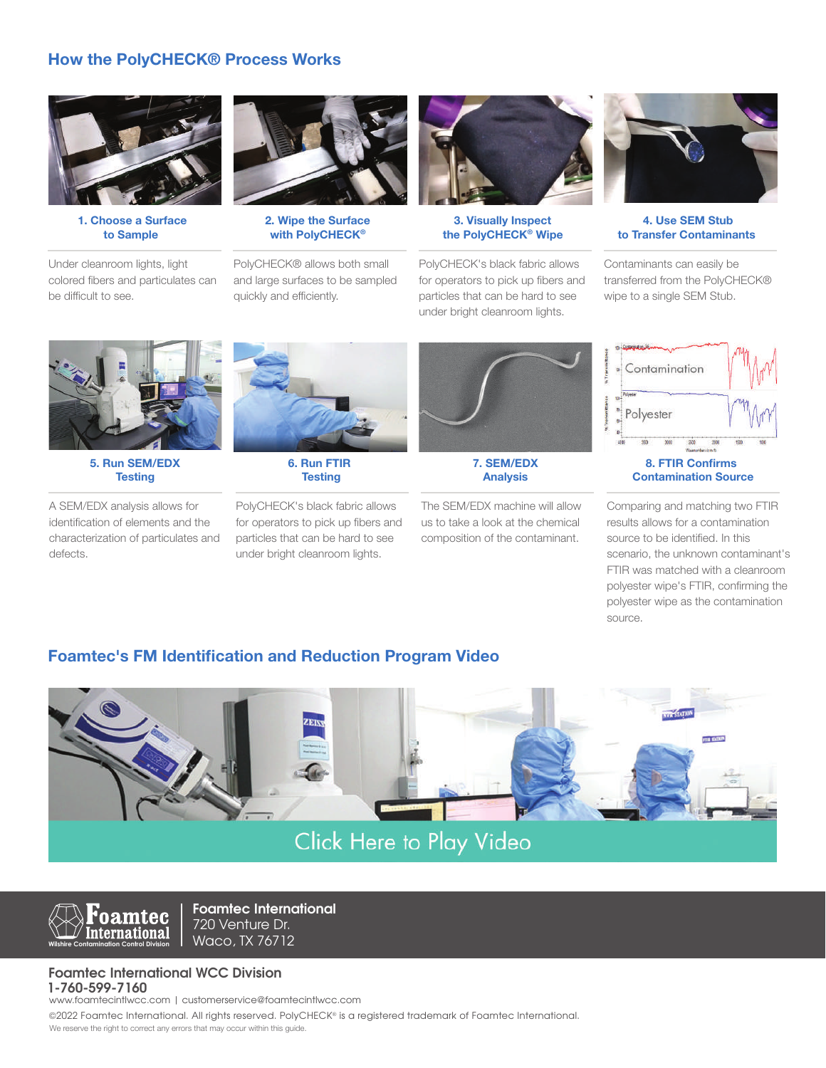## How the PolyCHECK® Process Works

### 1. Choose a Surface to Sample

Under cleanroom lights, light colored fibers and particulates can be difficult to see.

### 2. Wipe the Surface with PolyCHECK®

PolyCHECK® allows both small and large surfaces to be sampled quickly and efficiently.

### 3. Visually Inspect the PolyCHECK® Wipe

PolyCHECK's black fabric allows for operators to pick up fibers and particles that can be hard to see under bright cleanroom lights.

### 4. Use SEM Stub to Transfer Contaminants

Contaminants can easily be transferred from the PolyCHECK® wipe to a single SEM Stub.

### 5. Run SEM/EDX Testing

A SEM/EDX analysis allows for identification of elements and the characterization of particulates and defects.

### 6. Run FTIR Testing

PolyCHECK's black fabric allows for operators to pick up fibers and particles that can be hard to see under bright cleanroom lights.

### 7. SEM/EDX Analysis

The SEM/EDX machine will allow us to take a look at the chemical composition of the contaminant.

### 8. FTIR Confirms Contamination Source

Contamination

Polyester

Comparing and matching two FTIR results allows for a contamination source to be identified. In this scenario, the unknown contaminant's FTIR was matched with a cleanroom polyester wipe's FTIR, confirming the polyester wipe as the contamination source.

## Foamtec's FM Identification and Reduction Program Video

Click Here to Play Video

**Foamtec International**
Wilshire Contamination Control Division

**Foamtec International**
720 Venture Dr.
Waco, TX 76712

**Foamtec International WCC Division**
**1-760-599-7160**
www.foamtecintlwcc.com | customerservice@foamtecintlwcc.com

©2022 Foamtec International. All rights reserved. PolyCHECK® is a registered trademark of Foamtec International.
We reserve the right to correct any errors that may occur within this guide.